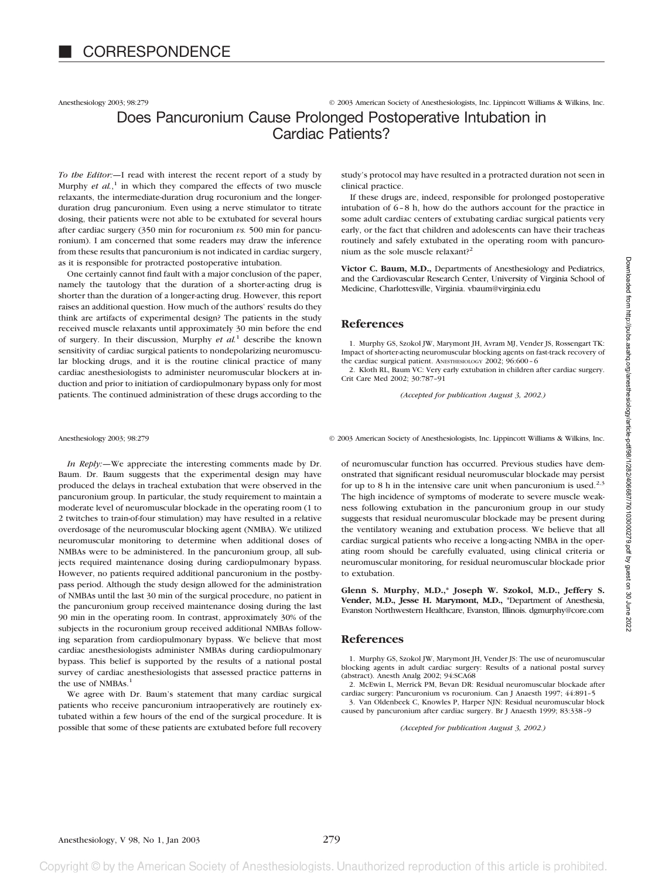# CORRESPONDENCE

## Does Pancuronium Cause Prolonged Postoperative Intubation in Cardiac Patients?

*To the Editor:*—I read with interest the recent report of a study by Murphy *et al.*,[1] in which they compared the effects of two muscle relaxants, the intermediate-duration drug rocuronium and the longer-duration drug pancuronium. Even using a nerve stimulator to titrate dosing, their patients were not able to be extubated for several hours after cardiac surgery (350 min for rocuronium *vs.* 500 min for pancuronium). I am concerned that some readers may draw the inference from these results that pancuronium is not indicated in cardiac surgery, as it is responsible for protracted postoperative intubation.

One certainly cannot find fault with a major conclusion of the paper, namely the tautology that the duration of a shorter-acting drug is shorter than the duration of a longer-acting drug. However, this report raises an additional question. How much of the authors' results do they think are artifacts of experimental design? The patients in the study received muscle relaxants until approximately 30 min before the end of surgery. In their discussion, Murphy *et al.*[1] describe the known sensitivity of cardiac surgical patients to nondepolarizing neuromuscular blocking drugs, and it is the routine clinical practice of many cardiac anesthesiologists to administer neuromuscular blockers at induction and prior to initiation of cardiopulmonary bypass only for most patients. The continued administration of these drugs according to the study's protocol may have resulted in a protracted duration not seen in clinical practice.

If these drugs are, indeed, responsible for prolonged postoperative intubation of 6–8 h, how do the authors account for the practice in some adult cardiac centers of extubating cardiac surgical patients very early, or the fact that children and adolescents can have their tracheas routinely and safely extubated in the operating room with pancuronium as the sole muscle relaxant?[2]

**Victor C. Baum, M.D.,** Departments of Anesthesiology and Pediatrics, and the Cardiovascular Research Center, University of Virginia School of Medicine, Charlottesville, Virginia. vbaum@virginia.edu

### References

1. Murphy GS, Szokol JW, Marymont JH, Avram MJ, Vender JS, Rossengart TK: Impact of shorter-acting neuromuscular blocking agents on fast-track recovery of the cardiac surgical patient. ANESTHESIOLOGY 2002; 96:600–6
2. Kloth RL, Baum VC: Very early extubation in children after cardiac surgery. Crit Care Med 2002; 30:787–91

*(Accepted for publication August 3, 2002.)*

---

*In Reply:*—We appreciate the interesting comments made by Dr. Baum. Dr. Baum suggests that the experimental design may have produced the delays in tracheal extubation that were observed in the pancuronium group. In particular, the study requirement to maintain a moderate level of neuromuscular blockade in the operating room (1 to 2 twitches to train-of-four stimulation) may have resulted in a relative overdosage of the neuromuscular blocking agent (NMBA). We utilized neuromuscular monitoring to determine when additional doses of NMBAs were to be administered. In the pancuronium group, all subjects required maintenance dosing during cardiopulmonary bypass. However, no patients required additional pancuronium in the postbypass period. Although the study design allowed for the administration of NMBAs until the last 30 min of the surgical procedure, no patient in the pancuronium group received maintenance dosing during the last 90 min in the operating room. In contrast, approximately 30% of the subjects in the rocuronium group received additional NMBAs following separation from cardiopulmonary bypass. We believe that most cardiac anesthesiologists administer NMBAs during cardiopulmonary bypass. This belief is supported by the results of a national postal survey of cardiac anesthesiologists that assessed practice patterns in the use of NMBAs.[1]

We agree with Dr. Baum's statement that many cardiac surgical patients who receive pancuronium intraoperatively are routinely extubated within a few hours of the end of the surgical procedure. It is possible that some of these patients are extubated before full recovery of neuromuscular function has occurred. Previous studies have demonstrated that significant residual neuromuscular blockade may persist for up to 8 h in the intensive care unit when pancuronium is used.[2,3] The high incidence of symptoms of moderate to severe muscle weakness following extubation in the pancuronium group in our study suggests that residual neuromuscular blockade may be present during the ventilatory weaning and extubation process. We believe that all cardiac surgical patients who receive a long-acting NMBA in the operating room should be carefully evaluated, using clinical criteria or neuromuscular monitoring, for residual neuromuscular blockade prior to extubation.

**Glenn S. Murphy, M.D.,\* Joseph W. Szokol, M.D., Jeffery S. Vender, M.D., Jesse H. Marymont, M.D.,** \*Department of Anesthesia, Evanston Northwestern Healthcare, Evanston, Illinois. dgmurphy@core.com

### References

1. Murphy GS, Szokol JW, Marymont JH, Vender JS: The use of neuromuscular blocking agents in adult cardiac surgery: Results of a national postal survey (abstract). Anesth Analg 2002; 94:SCA68
2. McEwin L, Merrick PM, Bevan DR: Residual neuromuscular blockade after cardiac surgery: Pancuronium vs rocuronium. Can J Anaesth 1997; 44:891–5
3. Van Oldenbeek C, Knowles P, Harper NJN: Residual neuromuscular block caused by pancuronium after cardiac surgery. Br J Anaesth 1999; 83:338–9

*(Accepted for publication August 3, 2002.)*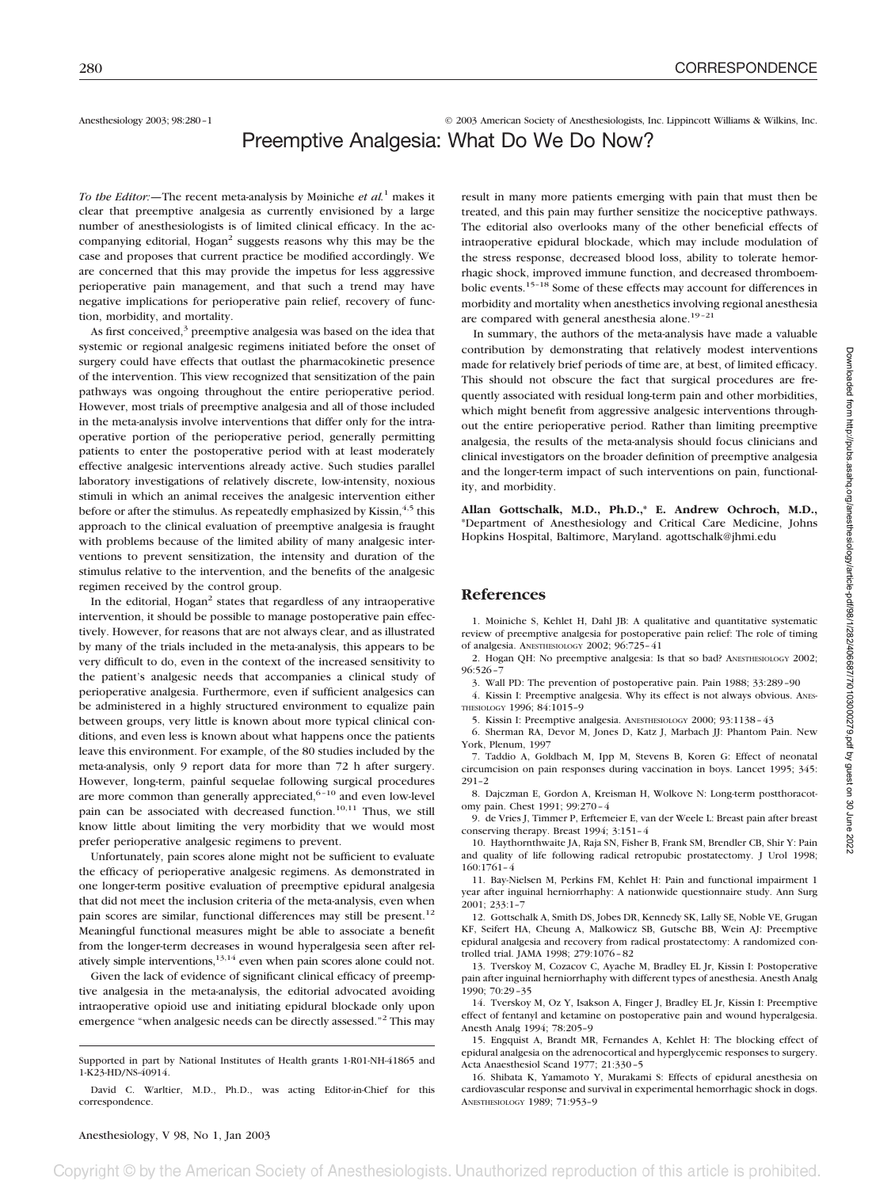Anesthesiology 2003; 98:280–1 © 2003 American Society of Anesthesiologists, Inc. Lippincott Williams & Wilkins, Inc.

# Preemptive Analgesia: What Do We Do Now?

*To the Editor:*—The recent meta-analysis by Møiniche *et al.*[1] makes it clear that preemptive analgesia as currently envisioned by a large number of anesthesiologists is of limited clinical efficacy. In the accompanying editorial, Hogan[2] suggests reasons why this may be the case and proposes that current practice be modified accordingly. We are concerned that this may provide the impetus for less aggressive perioperative pain management, and that such a trend may have negative implications for perioperative pain relief, recovery of function, morbidity, and mortality.

As first conceived,[3] preemptive analgesia was based on the idea that systemic or regional analgesic regimens initiated before the onset of surgery could have effects that outlast the pharmacokinetic presence of the intervention. This view recognized that sensitization of the pain pathways was ongoing throughout the entire perioperative period. However, most trials of preemptive analgesia and all of those included in the meta-analysis involve interventions that differ only for the intraoperative portion of the perioperative period, generally permitting patients to enter the postoperative period with at least moderately effective analgesic interventions already active. Such studies parallel laboratory investigations of relatively discrete, low-intensity, noxious stimuli in which an animal receives the analgesic intervention either before or after the stimulus. As repeatedly emphasized by Kissin,[4,5] this approach to the clinical evaluation of preemptive analgesia is fraught with problems because of the limited ability of many analgesic interventions to prevent sensitization, the intensity and duration of the stimulus relative to the intervention, and the benefits of the analgesic regimen received by the control group.

In the editorial, Hogan[2] states that regardless of any intraoperative intervention, it should be possible to manage postoperative pain effectively. However, for reasons that are not always clear, and as illustrated by many of the trials included in the meta-analysis, this appears to be very difficult to do, even in the context of the increased sensitivity to the patient's analgesic needs that accompanies a clinical study of perioperative analgesia. Furthermore, even if sufficient analgesics can be administered in a highly structured environment to equalize pain between groups, very little is known about more typical clinical conditions, and even less is known about what happens once the patients leave this environment. For example, of the 80 studies included by the meta-analysis, only 9 report data for more than 72 h after surgery. However, long-term, painful sequelae following surgical procedures are more common than generally appreciated,[6–10] and even low-level pain can be associated with decreased function.[10,11] Thus, we still know little about limiting the very morbidity that we would most prefer perioperative analgesic regimens to prevent.

Unfortunately, pain scores alone might not be sufficient to evaluate the efficacy of perioperative analgesic regimens. As demonstrated in one longer-term positive evaluation of preemptive epidural analgesia that did not meet the inclusion criteria of the meta-analysis, even when pain scores are similar, functional differences may still be present.[12] Meaningful functional measures might be able to associate a benefit from the longer-term decreases in wound hyperalgesia seen after relatively simple interventions,[13,14] even when pain scores alone could not.

Given the lack of evidence of significant clinical efficacy of preemptive analgesia in the meta-analysis, the editorial advocated avoiding intraoperative opioid use and initiating epidural blockade only upon emergence "when analgesic needs can be directly assessed."[2] This may result in many more patients emerging with pain that must then be treated, and this pain may further sensitize the nociceptive pathways. The editorial also overlooks many of the other beneficial effects of intraoperative epidural blockade, which may include modulation of the stress response, decreased blood loss, ability to tolerate hemorrhagic shock, improved immune function, and decreased thromboembolic events.[15–18] Some of these effects may account for differences in morbidity and mortality when anesthetics involving regional anesthesia are compared with general anesthesia alone.[19–21]

In summary, the authors of the meta-analysis have made a valuable contribution by demonstrating that relatively modest interventions made for relatively brief periods of time are, at best, of limited efficacy. This should not obscure the fact that surgical procedures are frequently associated with residual long-term pain and other morbidities, which might benefit from aggressive analgesic interventions throughout the entire perioperative period. Rather than limiting preemptive analgesia, the results of the meta-analysis should focus clinicians and clinical investigators on the broader definition of preemptive analgesia and the longer-term impact of such interventions on pain, functionality, and morbidity.

**Allan Gottschalk, M.D., Ph.D.,\* E. Andrew Ochroch, M.D.,** \*Department of Anesthesiology and Critical Care Medicine, Johns Hopkins Hospital, Baltimore, Maryland. agottschalk@jhmi.edu

Supported in part by National Institutes of Health grants 1-R01-NH-41865 and 1-K23-HD/NS-40914.

David C. Warltier, M.D., Ph.D., was acting Editor-in-Chief for this correspondence.

## References

1. Moiniche S, Kehlet H, Dahl JB: A qualitative and quantitative systematic review of preemptive analgesia for postoperative pain relief: The role of timing of analgesia. Anesthesiology 2002; 96:725–41
2. Hogan QH: No preemptive analgesia: Is that so bad? Anesthesiology 2002; 96:526–7
3. Wall PD: The prevention of postoperative pain. Pain 1988; 33:289–90
4. Kissin I: Preemptive analgesia. Why its effect is not always obvious. Anesthesiology 1996; 84:1015–9
5. Kissin I: Preemptive analgesia. Anesthesiology 2000; 93:1138–43
6. Sherman RA, Devor M, Jones D, Katz J, Marbach JJ: Phantom Pain. New York, Plenum, 1997
7. Taddio A, Goldbach M, Ipp M, Stevens B, Koren G: Effect of neonatal circumcision on pain responses during vaccination in boys. Lancet 1995; 345: 291–2
8. Dajczman E, Gordon A, Kreisman H, Wolkove N: Long-term postthoracotomy pain. Chest 1991; 99:270–4
9. de Vries J, Timmer P, Erftemeier E, van der Weele L: Breast pain after breast conserving therapy. Breast 1994; 3:151–4
10. Haythornthwaite JA, Raja SN, Fisher B, Frank SM, Brendler CB, Shir Y: Pain and quality of life following radical retropubic prostatectomy. J Urol 1998; 160:1761–4
11. Bay-Nielsen M, Perkins FM, Kehlet H: Pain and functional impairment 1 year after inguinal herniorrhaphy: A nationwide questionnaire study. Ann Surg 2001; 233:1–7
12. Gottschalk A, Smith DS, Jobes DR, Kennedy SK, Lally SE, Noble VE, Grugan KF, Seifert HA, Cheung A, Malkowicz SB, Gutsche BB, Wein AJ: Preemptive epidural analgesia and recovery from radical prostatectomy: A randomized controlled trial. JAMA 1998; 279:1076–82
13. Tverskoy M, Cozacov C, Ayache M, Bradley EL Jr, Kissin I: Postoperative pain after inguinal herniorrhaphy with different types of anesthesia. Anesth Analg 1990; 70:29–35
14. Tverskoy M, Oz Y, Isakson A, Finger J, Bradley EL Jr, Kissin I: Preemptive effect of fentanyl and ketamine on postoperative pain and wound hyperalgesia. Anesth Analg 1994; 78:205–9
15. Engquist A, Brandt MR, Fernandes A, Kehlet H: The blocking effect of epidural analgesia on the adrenocortical and hyperglycemic responses to surgery. Acta Anaesthesiol Scand 1977; 21:330–5
16. Shibata K, Yamamoto Y, Murakami S: Effects of epidural anesthesia on cardiovascular response and survival in experimental hemorrhagic shock in dogs. Anesthesiology 1989; 71:953–9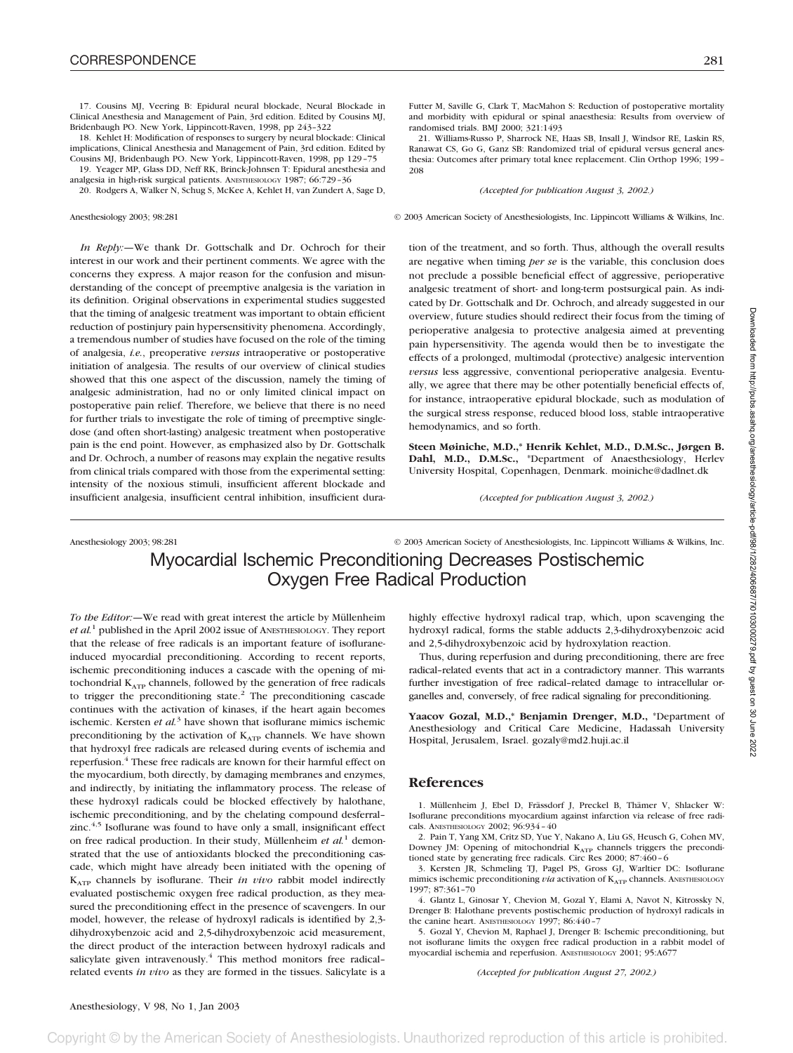17. Cousins MJ, Veering B: Epidural neural blockade, Neural Blockade in Clinical Anesthesia and Management of Pain, 3rd edition. Edited by Cousins MJ, Bridenbaugh PO. New York, Lippincott-Raven, 1998, pp 243–322

18. Kehlet H: Modification of responses to surgery by neural blockade: Clinical implications, Clinical Anesthesia and Management of Pain, 3rd edition. Edited by Cousins MJ, Bridenbaugh PO. New York, Lippincott-Raven, 1998, pp 129–75

19. Yeager MP, Glass DD, Neff RK, Brinck-Johnsen T: Epidural anesthesia and analgesia in high-risk surgical patients. Anesthesiology 1987; 66:729–36

20. Rodgers A, Walker N, Schug S, McKee A, Kehlet H, van Zundert A, Sage D, Futter M, Saville G, Clark T, MacMahon S: Reduction of postoperative mortality and morbidity with epidural or spinal anaesthesia: Results from overview of randomised trials. BMJ 2000; 321:1493

21. Williams-Russo P, Sharrock NE, Haas SB, Insall J, Windsor RE, Laskin RS, Ranawat CS, Go G, Ganz SB: Randomized trial of epidural versus general anesthesia: Outcomes after primary total knee replacement. Clin Orthop 1996; 199–208

*(Accepted for publication August 3, 2002.)*

*In Reply:*—We thank Dr. Gottschalk and Dr. Ochroch for their interest in our work and their pertinent comments. We agree with the concerns they express. A major reason for the confusion and misunderstanding of the concept of preemptive analgesia is the variation in its definition. Original observations in experimental studies suggested that the timing of analgesic treatment was important to obtain efficient reduction of postinjury pain hypersensitivity phenomena. Accordingly, a tremendous number of studies have focused on the role of the timing of analgesia, *i.e.*, preoperative *versus* intraoperative or postoperative initiation of analgesia. The results of our overview of clinical studies showed that this one aspect of the discussion, namely the timing of analgesic administration, had no or only limited clinical impact on postoperative pain relief. Therefore, we believe that there is no need for further trials to investigate the role of timing of preemptive single-dose (and often short-lasting) analgesic treatment when postoperative pain is the end point. However, as emphasized also by Dr. Gottschalk and Dr. Ochroch, a number of reasons may explain the negative results from clinical trials compared with those from the experimental setting: intensity of the noxious stimuli, insufficient afferent blockade and insufficient analgesia, insufficient central inhibition, insufficient duration of the treatment, and so forth. Thus, although the overall results are negative when timing *per se* is the variable, this conclusion does not preclude a possible beneficial effect of aggressive, perioperative analgesic treatment of short- and long-term postsurgical pain. As indicated by Dr. Gottschalk and Dr. Ochroch, and already suggested in our overview, future studies should redirect their focus from the timing of perioperative analgesia to protective analgesia aimed at preventing pain hypersensitivity. The agenda would then be to investigate the effects of a prolonged, multimodal (protective) analgesic intervention *versus* less aggressive, conventional perioperative analgesia. Eventually, we agree that there may be other potentially beneficial effects of, for instance, intraoperative epidural blockade, such as modulation of the surgical stress response, reduced blood loss, stable intraoperative hemodynamics, and so forth.

**Steen Møiniche, M.D.,\* Henrik Kehlet, M.D., D.M.Sc., Jørgen B. Dahl, M.D., D.M.Sc.,** \*Department of Anaesthesiology, Herlev University Hospital, Copenhagen, Denmark. moiniche@dadlnet.dk

*(Accepted for publication August 3, 2002.)*

# Myocardial Ischemic Preconditioning Decreases Postischemic Oxygen Free Radical Production

*To the Editor:*—We read with great interest the article by Müllenheim *et al.*[1] published in the April 2002 issue of Anesthesiology. They report that the release of free radicals is an important feature of isoflurane-induced myocardial preconditioning. According to recent reports, ischemic preconditioning induces a cascade with the opening of mitochondrial $K_{ATP}$ channels, followed by the generation of free radicals to trigger the preconditioning state.[2] The preconditioning cascade continues with the activation of kinases, if the heart again becomes ischemic. Kersten *et al.*[3] have shown that isoflurane mimics ischemic preconditioning by the activation of $K_{ATP}$ channels. We have shown that hydroxyl free radicals are released during events of ischemia and reperfusion.[4] These free radicals are known for their harmful effect on the myocardium, both directly, by damaging membranes and enzymes, and indirectly, by initiating the inflammatory process. The release of these hydroxyl radicals could be blocked effectively by halothane, ischemic preconditioning, and by the chelating compound desferral–zinc.[4,5] Isoflurane was found to have only a small, insignificant effect on free radical production. In their study, Müllenheim *et al.*[1] demonstrated that the use of antioxidants blocked the preconditioning cascade, which might have already been initiated with the opening of $K_{ATP}$ channels by isoflurane. Their *in vivo* rabbit model indirectly evaluated postischemic oxygen free radical production, as they measured the preconditioning effect in the presence of scavengers. In our model, however, the release of hydroxyl radicals is identified by 2,3-dihydroxybenzoic acid and 2,5-dihydroxybenzoic acid measurement, the direct product of the interaction between hydroxyl radicals and salicylate given intravenously.[4] This method monitors free radical–related events *in vivo* as they are formed in the tissues. Salicylate is a highly effective hydroxyl radical trap, which, upon scavenging the hydroxyl radical, forms the stable adducts 2,3-dihydroxybenzoic acid and 2,5-dihydroxybenzoic acid by hydroxylation reaction.

Thus, during reperfusion and during preconditioning, there are free radical–related events that act in a contradictory manner. This warrants further investigation of free radical–related damage to intracellular organelles and, conversely, of free radical signaling for preconditioning.

**Yaacov Gozal, M.D.,\* Benjamin Drenger, M.D.,** \*Department of Anesthesiology and Critical Care Medicine, Hadassah University Hospital, Jerusalem, Israel. gozaly@md2.huji.ac.il

## References

1. Müllenheim J, Ebel D, Frässdorf J, Preckel B, Thämer V, Schlacker W: Isoflurane preconditions myocardium against infarction via release of free radicals. Anesthesiology 2002; 96:934–40
2. Pain T, Yang XM, Critz SD, Yue Y, Nakano A, Liu GS, Heusch G, Cohen MV, Downey JM: Opening of mitochondrial $K_{ATP}$ channels triggers the preconditioned state by generating free radicals. Circ Res 2000; 87:460–6
3. Kersten JR, Schmeling TJ, Pagel PS, Gross GJ, Warltier DC: Isoflurane mimics ischemic preconditioning *via* activation of $K_{ATP}$ channels. Anesthesiology 1997; 87:361–70
4. Glantz L, Ginosar Y, Chevion M, Gozal Y, Elami A, Navot N, Kitrossky N, Drenger B: Halothane prevents postischemic production of hydroxyl radicals in the canine heart. Anesthesiology 1997; 86:440–7
5. Gozal Y, Chevion M, Raphael J, Drenger B: Ischemic preconditioning, but not isoflurane limits the oxygen free radical production in a rabbit model of myocardial ischemia and reperfusion. Anesthesiology 2001; 95:A677

*(Accepted for publication August 27, 2002.)*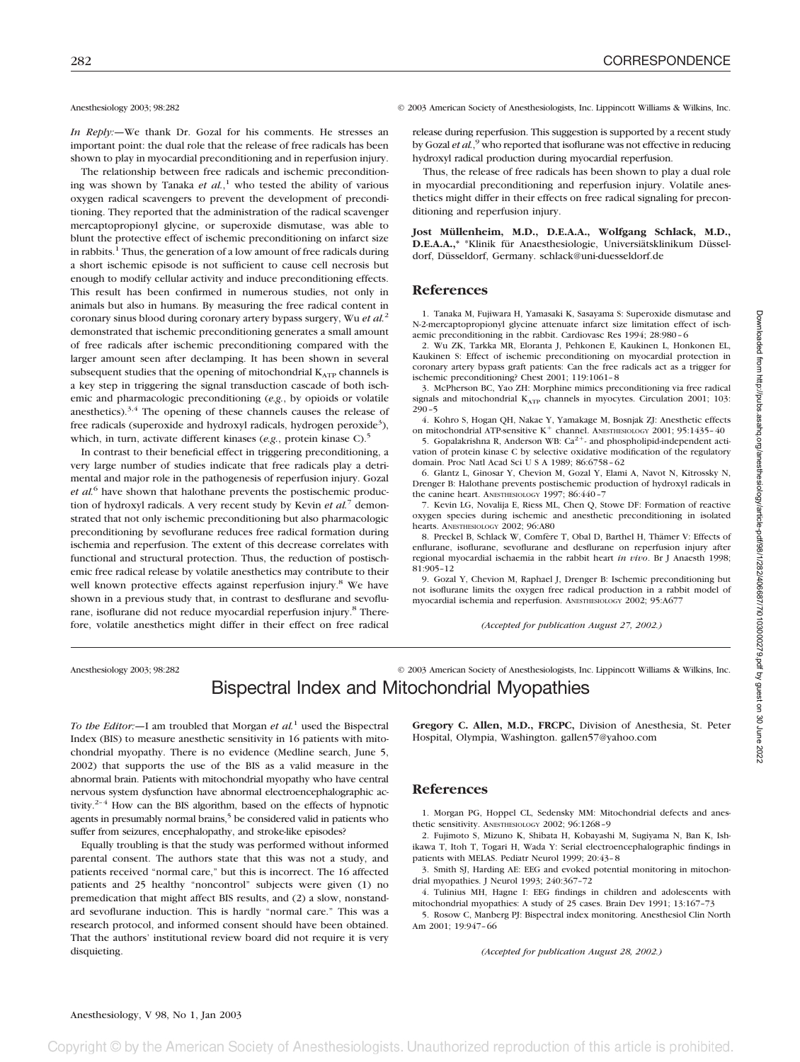*In Reply:*—We thank Dr. Gozal for his comments. He stresses an important point: the dual role that the release of free radicals has been shown to play in myocardial preconditioning and in reperfusion injury.

The relationship between free radicals and ischemic preconditioning was shown by Tanaka *et al.*,[1] who tested the ability of various oxygen radical scavengers to prevent the development of preconditioning. They reported that the administration of the radical scavenger mercaptopropionyl glycine, or superoxide dismutase, was able to blunt the protective effect of ischemic preconditioning on infarct size in rabbits.[1] Thus, the generation of a low amount of free radicals during a short ischemic episode is not sufficient to cause cell necrosis but enough to modify cellular activity and induce preconditioning effects. This result has been confirmed in numerous studies, not only in animals but also in humans. By measuring the free radical content in coronary sinus blood during coronary artery bypass surgery, Wu *et al.*[2] demonstrated that ischemic preconditioning generates a small amount of free radicals after ischemic preconditioning compared with the larger amount seen after declamping. It has been shown in several subsequent studies that the opening of mitochondrial $K_{ATP}$ channels is a key step in triggering the signal transduction cascade of both ischemic and pharmacologic preconditioning (*e.g.*, by opioids or volatile anesthetics).[3,4] The opening of these channels causes the release of free radicals (superoxide and hydroxyl radicals, hydrogen peroxide[3]), which, in turn, activate different kinases (*e.g.*, protein kinase C).[5]

In contrast to their beneficial effect in triggering preconditioning, a very large number of studies indicate that free radicals play a detrimental and major role in the pathogenesis of reperfusion injury. Gozal *et al.*[6] have shown that halothane prevents the postischemic production of hydroxyl radicals. A very recent study by Kevin *et al.*[7] demonstrated that not only ischemic preconditioning but also pharmacologic preconditioning by sevoflurane reduces free radical formation during ischemia and reperfusion. The extent of this decrease correlates with functional and structural protection. Thus, the reduction of postischemic free radical release by volatile anesthetics may contribute to their well known protective effects against reperfusion injury.[8] We have shown in a previous study that, in contrast to desflurane and sevoflurane, isoflurane did not reduce myocardial reperfusion injury.[8] Therefore, volatile anesthetics might differ in their effect on free radical release during reperfusion. This suggestion is supported by a recent study by Gozal *et al.*,[9] who reported that isoflurane was not effective in reducing hydroxyl radical production during myocardial reperfusion.

Thus, the release of free radicals has been shown to play a dual role in myocardial preconditioning and reperfusion injury. Volatile anesthetics might differ in their effects on free radical signaling for preconditioning and reperfusion injury.

**Jost Müllenheim, M.D., D.E.A.A., Wolfgang Schlack, M.D., D.E.A.A.,*** *Klinik für Anaesthesiologie, Universitätsklinikum Düsseldorf, Düsseldorf, Germany. schlack@uni-duesseldorf.de

## References

1. Tanaka M, Fujiwara H, Yamasaki K, Sasayama S: Superoxide dismutase and N-2-mercaptopropionyl glycine attenuate infarct size limitation effect of ischaemic preconditioning in the rabbit. Cardiovasc Res 1994; 28:980–6
2. Wu ZK, Tarkka MR, Eloranta J, Pehkonen E, Kaukinen L, Honkonen EL, Kaukinen S: Effect of ischemic preconditioning on myocardial protection in coronary artery bypass graft patients: Can the free radicals act as a trigger for ischemic preconditioning? Chest 2001; 119:1061–8
3. McPherson BC, Yao ZH: Morphine mimics preconditioning via free radical signals and mitochondrial $K_{ATP}$ channels in myocytes. Circulation 2001; 103:290–5
4. Kohro S, Hogan QH, Nakae Y, Yamakage M, Bosnjak ZJ: Anesthetic effects on mitochondrial ATP-sensitive $K^+$ channel. ANESTHESIOLOGY 2001; 95:1435–40
5. Gopalakrishna R, Anderson WB: $Ca^{2+}$- and phospholipid-independent activation of protein kinase C by selective oxidative modification of the regulatory domain. Proc Natl Acad Sci U S A 1989; 86:6758–62
6. Glantz L, Ginosar Y, Chevion M, Gozal Y, Elami A, Navot N, Kitrossky N, Drenger B: Halothane prevents postischemic production of hydroxyl radicals in the canine heart. ANESTHESIOLOGY 1997; 86:440–7
7. Kevin LG, Novalija E, Riess ML, Chen Q, Stowe DF: Formation of reactive oxygen species during ischemic and anesthetic preconditioning in isolated hearts. ANESTHESIOLOGY 2002; 96:A80
8. Preckel B, Schlack W, Comfère T, Obal D, Barthel H, Thämer V: Effects of enflurane, isoflurane, sevoflurane and desflurane on reperfusion injury after regional myocardial ischaemia in the rabbit heart *in vivo*. Br J Anaesth 1998; 81:905–12
9. Gozal Y, Chevion M, Raphael J, Drenger B: Ischemic preconditioning but not isoflurane limits the oxygen free radical production in a rabbit model of myocardial ischemia and reperfusion. ANESTHESIOLOGY 2002; 95:A677

*(Accepted for publication August 27, 2002.)*

# Bispectral Index and Mitochondrial Myopathies

*To the Editor:*—I am troubled that Morgan *et al.*[1] used the Bispectral Index (BIS) to measure anesthetic sensitivity in 16 patients with mitochondrial myopathy. There is no evidence (Medline search, June 5, 2002) that supports the use of the BIS as a valid measure in the abnormal brain. Patients with mitochondrial myopathy who have central nervous system dysfunction have abnormal electroencephalographic activity.[2–4] How can the BIS algorithm, based on the effects of hypnotic agents in presumably normal brains,[5] be considered valid in patients who suffer from seizures, encephalopathy, and stroke-like episodes?

Equally troubling is that the study was performed without informed parental consent. The authors state that this was not a study, and patients received "normal care," but this is incorrect. The 16 affected patients and 25 healthy "noncontrol" subjects were given (1) no premedication that might affect BIS results, and (2) a slow, nonstandard sevoflurane induction. This is hardly "normal care." This was a research protocol, and informed consent should have been obtained. That the authors' institutional review board did not require it is very disquieting.

**Gregory C. Allen, M.D., FRCPC,** Division of Anesthesia, St. Peter Hospital, Olympia, Washington. gallen57@yahoo.com

## References

1. Morgan PG, Hoppel CL, Sedensky MM: Mitochondrial defects and anesthetic sensitivity. ANESTHESIOLOGY 2002; 96:1268–9
2. Fujimoto S, Mizuno K, Shibata H, Kobayashi M, Sugiyama N, Ban K, Ishikawa T, Itoh T, Togari H, Wada Y: Serial electroencephalographic findings in patients with MELAS. Pediatr Neurol 1999; 20:43–8
3. Smith SJ, Harding AE: EEG and evoked potential monitoring in mitochondrial myopathies. J Neurol 1993; 240:367–72
4. Tulinius MH, Hagne I: EEG findings in children and adolescents with mitochondrial myopathies: A study of 25 cases. Brain Dev 1991; 13:167–73
5. Rosow C, Manberg PJ: Bispectral index monitoring. Anesthesiol Clin North Am 2001; 19:947–66

*(Accepted for publication August 28, 2002.)*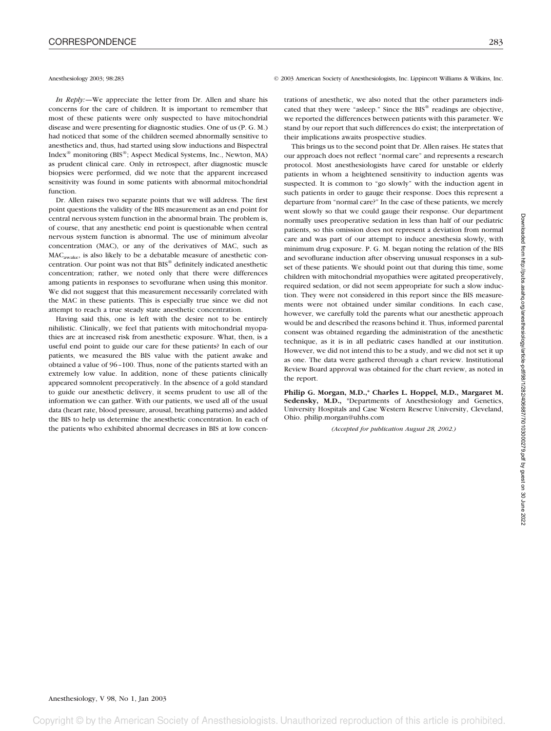*In Reply:*—We appreciate the letter from Dr. Allen and share his concerns for the care of children. It is important to remember that most of these patients were only suspected to have mitochondrial disease and were presenting for diagnostic studies. One of us (P. G. M.) had noticed that some of the children seemed abnormally sensitive to anesthetics and, thus, had started using slow inductions and Bispectral Index® monitoring (BIS®; Aspect Medical Systems, Inc., Newton, MA) as prudent clinical care. Only in retrospect, after diagnostic muscle biopsies were performed, did we note that the apparent increased sensitivity was found in some patients with abnormal mitochondrial function.

Dr. Allen raises two separate points that we will address. The first point questions the validity of the BIS measurement as an end point for central nervous system function in the abnormal brain. The problem is, of course, that any anesthetic end point is questionable when central nervous system function is abnormal. The use of minimum alveolar concentration (MAC), or any of the derivatives of MAC, such as $MAC_{awake}$, is also likely to be a debatable measure of anesthetic concentration. Our point was not that BIS® definitely indicated anesthetic concentration; rather, we noted only that there were differences among patients in responses to sevoflurane when using this monitor. We did not suggest that this measurement necessarily correlated with the MAC in these patients. This is especially true since we did not attempt to reach a true steady state anesthetic concentration.

Having said this, one is left with the desire not to be entirely nihilistic. Clinically, we feel that patients with mitochondrial myopathies are at increased risk from anesthetic exposure. What, then, is a useful end point to guide our care for these patients? In each of our patients, we measured the BIS value with the patient awake and obtained a value of 96–100. Thus, none of the patients started with an extremely low value. In addition, none of these patients clinically appeared somnolent preoperatively. In the absence of a gold standard to guide our anesthetic delivery, it seems prudent to use all of the information we can gather. With our patients, we used all of the usual data (heart rate, blood pressure, arousal, breathing patterns) and added the BIS to help us determine the anesthetic concentration. In each of the patients who exhibited abnormal decreases in BIS at low concentrations of anesthetic, we also noted that the other parameters indicated that they were "asleep." Since the BIS® readings are objective, we reported the differences between patients with this parameter. We stand by our report that such differences do exist; the interpretation of their implications awaits prospective studies.

This brings us to the second point that Dr. Allen raises. He states that our approach does not reflect "normal care" and represents a research protocol. Most anesthesiologists have cared for unstable or elderly patients in whom a heightened sensitivity to induction agents was suspected. It is common to "go slowly" with the induction agent in such patients in order to gauge their response. Does this represent a departure from "normal care?" In the case of these patients, we merely went slowly so that we could gauge their response. Our department normally uses preoperative sedation in less than half of our pediatric patients, so this omission does not represent a deviation from normal care and was part of our attempt to induce anesthesia slowly, with minimum drug exposure. P. G. M. began noting the relation of the BIS and sevoflurane induction after observing unusual responses in a subset of these patients. We should point out that during this time, some children with mitochondrial myopathies were agitated preoperatively, required sedation, or did not seem appropriate for such a slow induction. They were not considered in this report since the BIS measurements were not obtained under similar conditions. In each case, however, we carefully told the parents what our anesthetic approach would be and described the reasons behind it. Thus, informed parental consent was obtained regarding the administration of the anesthetic technique, as it is in all pediatric cases handled at our institution. However, we did not intend this to be a study, and we did not set it up as one. The data were gathered through a chart review. Institutional Review Board approval was obtained for the chart review, as noted in the report.

**Philip G. Morgan, M.D.,\* Charles L. Hoppel, M.D., Margaret M. Sedensky, M.D.,** \*Departments of Anesthesiology and Genetics, University Hospitals and Case Western Reserve University, Cleveland, Ohio. philip.morgan@uhhs.com

*(Accepted for publication August 28, 2002.)*